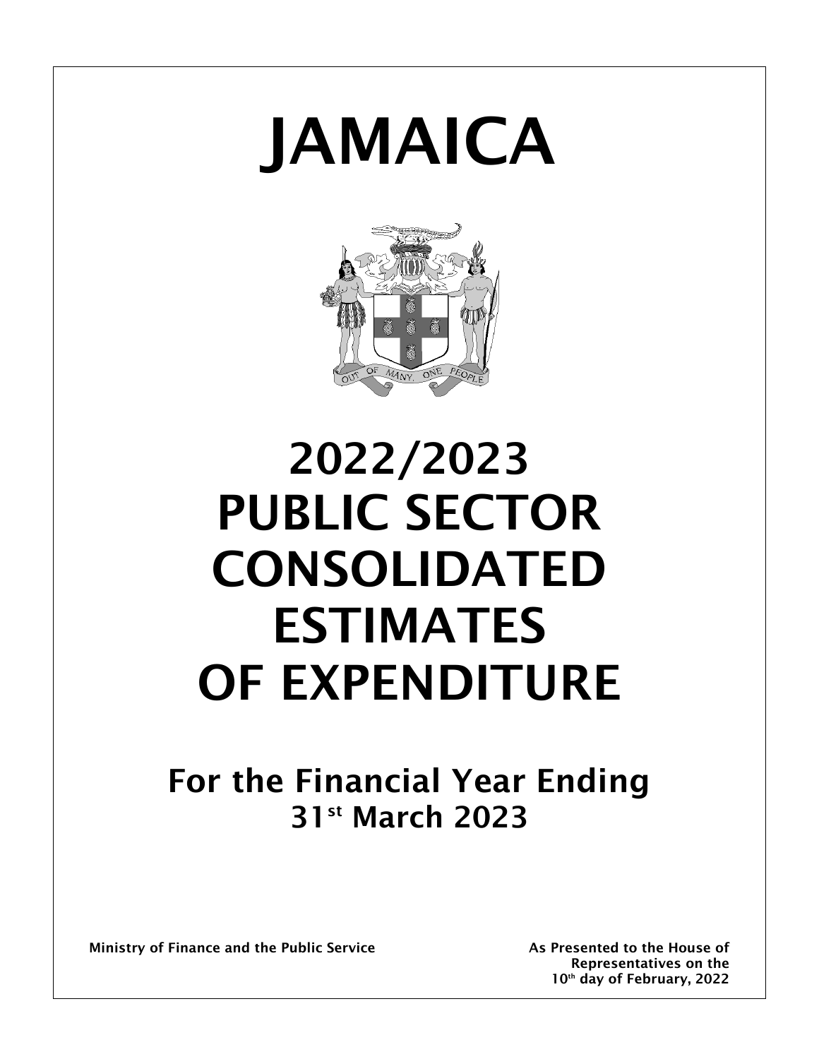# JAMAICA

# 2022/2023 PUBLIC SECTOR CONSOLIDATED ESTIMATES OF EXPENDITURE

## For the Financial Year Ending 31st March 2023

**Ministry of Finance and the Public Service**

**As Presented to the House of Representatives on the 10th day of February, 2022**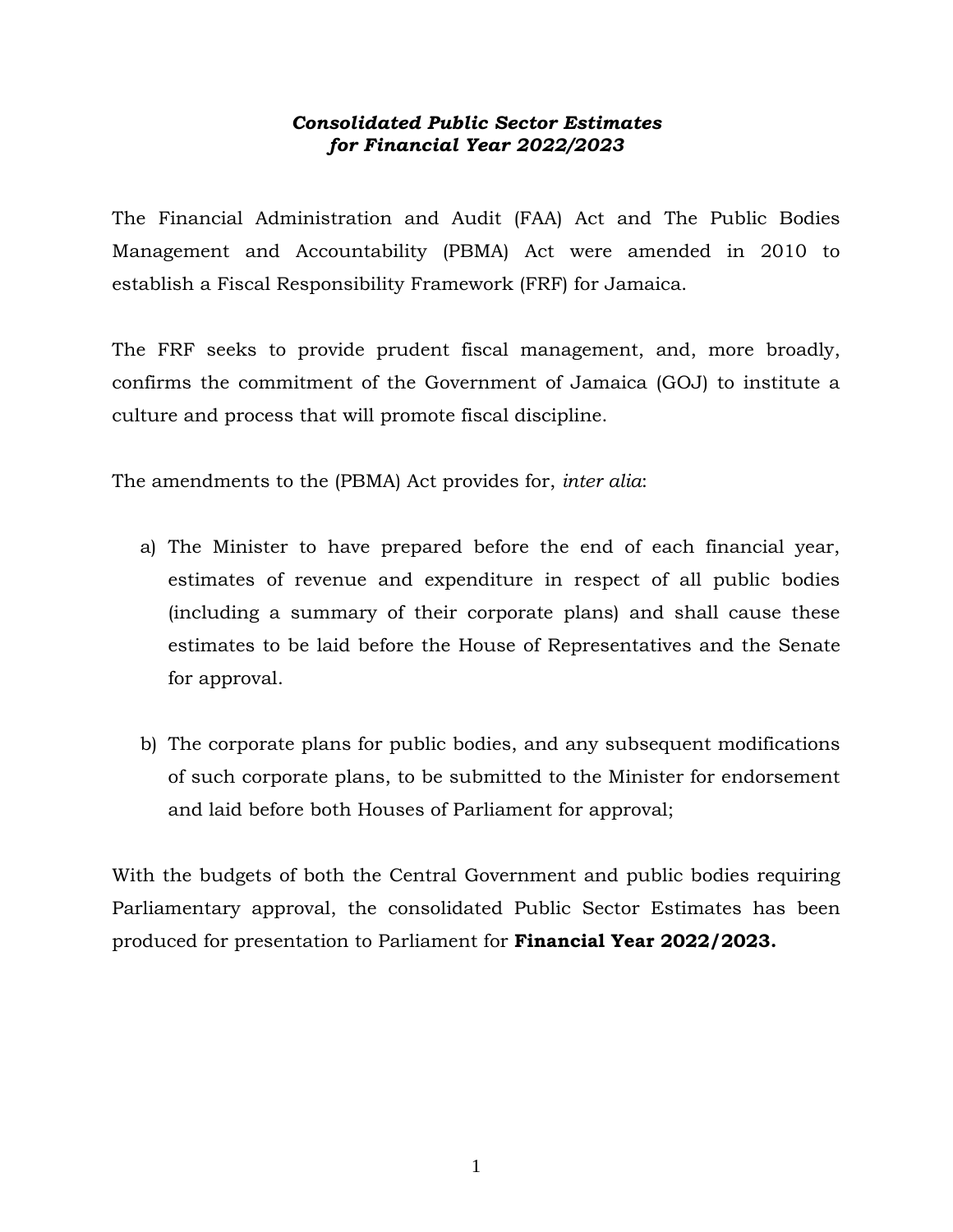***Consolidated Public Sector Estimates***
***for Financial Year 2022/2023***

The Financial Administration and Audit (FAA) Act and The Public Bodies Management and Accountability (PBMA) Act were amended in 2010 to establish a Fiscal Responsibility Framework (FRF) for Jamaica.

The FRF seeks to provide prudent fiscal management, and, more broadly, confirms the commitment of the Government of Jamaica (GOJ) to institute a culture and process that will promote fiscal discipline.

The amendments to the (PBMA) Act provides for, *inter alia*:

a) The Minister to have prepared before the end of each financial year, estimates of revenue and expenditure in respect of all public bodies (including a summary of their corporate plans) and shall cause these estimates to be laid before the House of Representatives and the Senate for approval.

b) The corporate plans for public bodies, and any subsequent modifications of such corporate plans, to be submitted to the Minister for endorsement and laid before both Houses of Parliament for approval;

With the budgets of both the Central Government and public bodies requiring Parliamentary approval, the consolidated Public Sector Estimates has been produced for presentation to Parliament for **Financial Year 2022/2023.**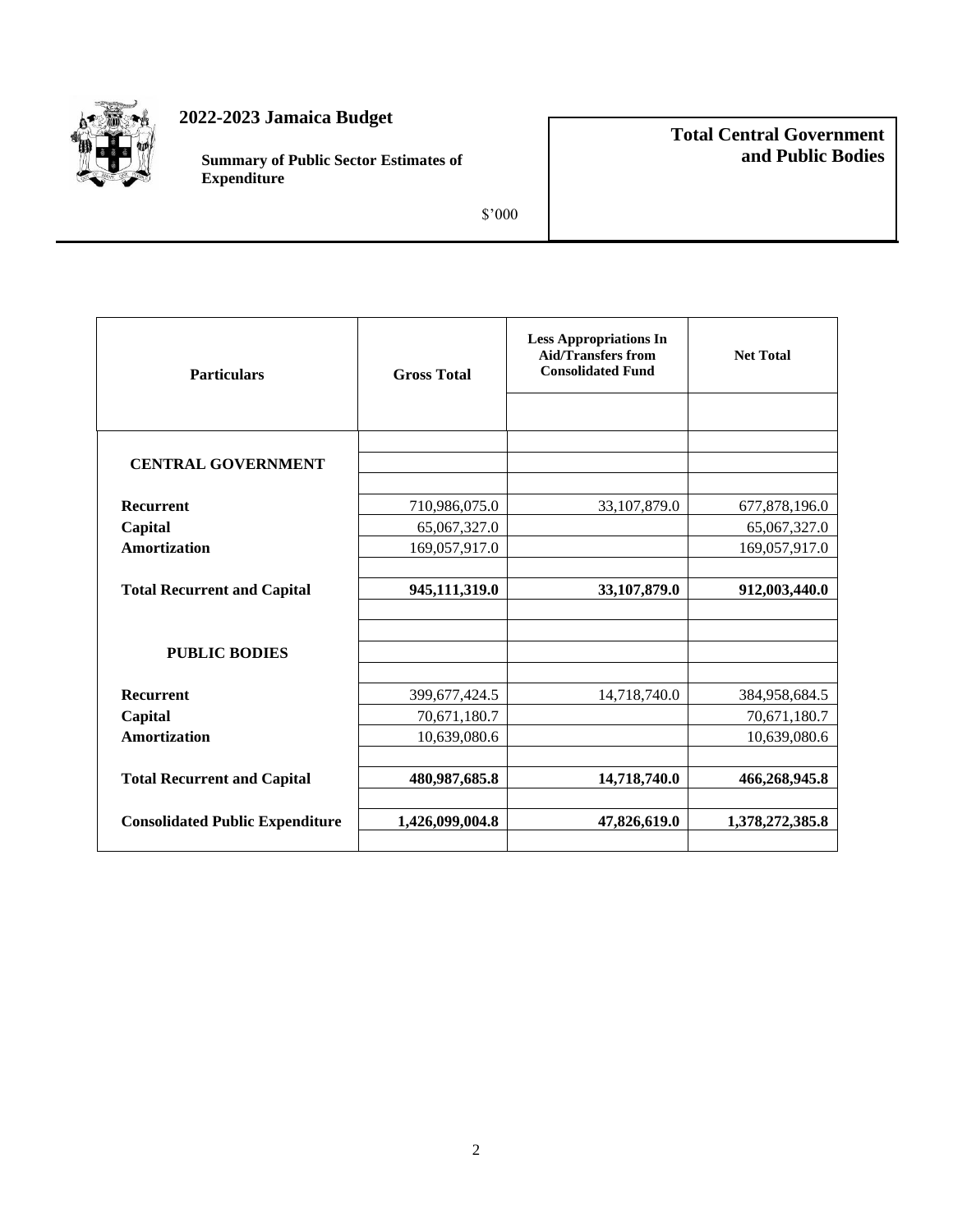# 2022-2023 Jamaica Budget

**Summary of Public Sector Estimates of Expenditure**

$'000

**Total Central Government and Public Bodies**

| Particulars | Gross Total | Less Appropriations In Aid/Transfers from Consolidated Fund | Net Total |
|---|---|---|---|
| **CENTRAL GOVERNMENT** | | | |
| **Recurrent** | 710,986,075.0 | 33,107,879.0 | 677,878,196.0 |
| **Capital** | 65,067,327.0 | | 65,067,327.0 |
| **Amortization** | 169,057,917.0 | | 169,057,917.0 |
| **Total Recurrent and Capital** | **945,111,319.0** | **33,107,879.0** | **912,003,440.0** |
| **PUBLIC BODIES** | | | |
| **Recurrent** | 399,677,424.5 | 14,718,740.0 | 384,958,684.5 |
| **Capital** | 70,671,180.7 | | 70,671,180.7 |
| **Amortization** | 10,639,080.6 | | 10,639,080.6 |
| **Total Recurrent and Capital** | **480,987,685.8** | **14,718,740.0** | **466,268,945.8** |
| **Consolidated Public Expenditure** | **1,426,099,004.8** | **47,826,619.0** | **1,378,272,385.8** |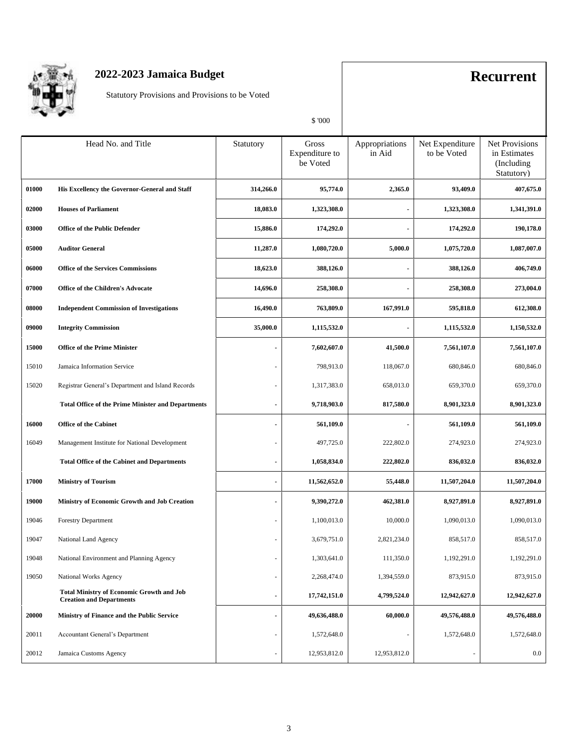# 2022-2023 Jamaica Budget

Statutory Provisions and Provisions to be Voted

**Recurrent**

$ '000

| Head No. | Title | Statutory | Gross Expenditure to be Voted | Appropriations in Aid | Net Expenditure to be Voted | Net Provisions in Estimates (Including Statutory) |
|---|---|---|---|---|---|---|
| **01000** | **His Excellency the Governor-General and Staff** | **314,266.0** | **95,774.0** | **2,365.0** | **93,409.0** | **407,675.0** |
| **02000** | **Houses of Parliament** | **18,083.0** | **1,323,308.0** | **-** | **1,323,308.0** | **1,341,391.0** |
| **03000** | **Office of the Public Defender** | **15,886.0** | **174,292.0** | **-** | **174,292.0** | **190,178.0** |
| **05000** | **Auditor General** | **11,287.0** | **1,080,720.0** | **5,000.0** | **1,075,720.0** | **1,087,007.0** |
| **06000** | **Office of the Services Commissions** | **18,623.0** | **388,126.0** | **-** | **388,126.0** | **406,749.0** |
| **07000** | **Office of the Children's Advocate** | **14,696.0** | **258,308.0** | **-** | **258,308.0** | **273,004.0** |
| **08000** | **Independent Commission of Investigations** | **16,490.0** | **763,809.0** | **167,991.0** | **595,818.0** | **612,308.0** |
| **09000** | **Integrity Commission** | **35,000.0** | **1,115,532.0** | **-** | **1,115,532.0** | **1,150,532.0** |
| **15000** | **Office of the Prime Minister** | **-** | **7,602,607.0** | **41,500.0** | **7,561,107.0** | **7,561,107.0** |
| 15010 | Jamaica Information Service | - | 798,913.0 | 118,067.0 | 680,846.0 | 680,846.0 |
| 15020 | Registrar General's Department and Island Records | - | 1,317,383.0 | 658,013.0 | 659,370.0 | 659,370.0 |
| | **Total Office of the Prime Minister and Departments** | **-** | **9,718,903.0** | **817,580.0** | **8,901,323.0** | **8,901,323.0** |
| **16000** | **Office of the Cabinet** | **-** | **561,109.0** | **-** | **561,109.0** | **561,109.0** |
| 16049 | Management Institute for National Development | - | 497,725.0 | 222,802.0 | 274,923.0 | 274,923.0 |
| | **Total Office of the Cabinet and Departments** | **-** | **1,058,834.0** | **222,802.0** | **836,032.0** | **836,032.0** |
| **17000** | **Ministry of Tourism** | **-** | **11,562,652.0** | **55,448.0** | **11,507,204.0** | **11,507,204.0** |
| **19000** | **Ministry of Economic Growth and Job Creation** | **-** | **9,390,272.0** | **462,381.0** | **8,927,891.0** | **8,927,891.0** |
| 19046 | Forestry Department | - | 1,100,013.0 | 10,000.0 | 1,090,013.0 | 1,090,013.0 |
| 19047 | National Land Agency | - | 3,679,751.0 | 2,821,234.0 | 858,517.0 | 858,517.0 |
| 19048 | National Environment and Planning Agency | - | 1,303,641.0 | 111,350.0 | 1,192,291.0 | 1,192,291.0 |
| 19050 | National Works Agency | - | 2,268,474.0 | 1,394,559.0 | 873,915.0 | 873,915.0 |
| | **Total Ministry of Economic Growth and Job Creation and Departments** | **-** | **17,742,151.0** | **4,799,524.0** | **12,942,627.0** | **12,942,627.0** |
| **20000** | **Ministry of Finance and the Public Service** | **-** | **49,636,488.0** | **60,000.0** | **49,576,488.0** | **49,576,488.0** |
| 20011 | Accountant General's Department | - | 1,572,648.0 | - | 1,572,648.0 | 1,572,648.0 |
| 20012 | Jamaica Customs Agency | - | 12,953,812.0 | 12,953,812.0 | - | 0.0 |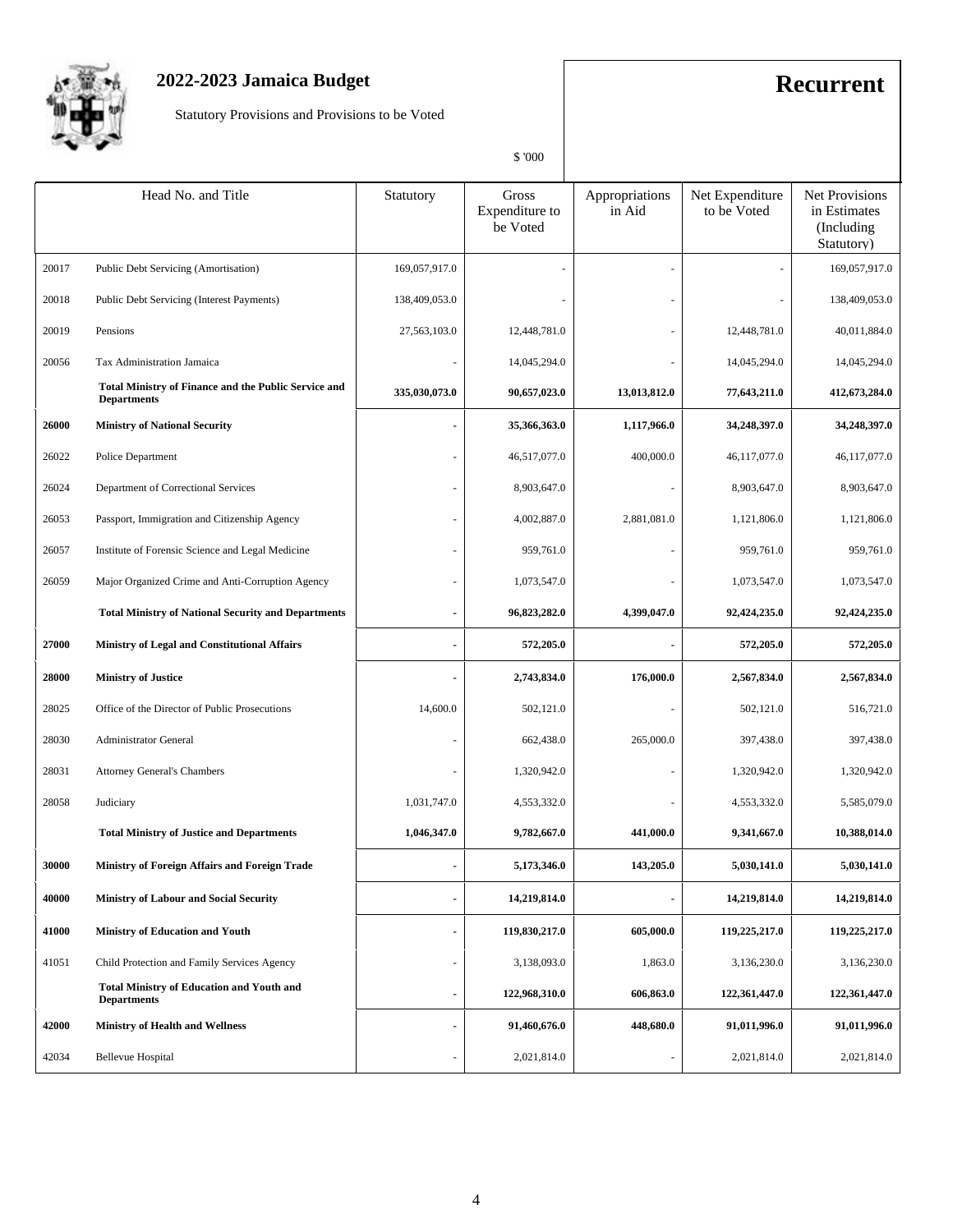# 2022-2023 Jamaica Budget

Statutory Provisions and Provisions to be Voted

**Recurrent**

$ '000

| Head No. | Head No. and Title | Statutory | Gross Expenditure to be Voted | Appropriations in Aid | Net Expenditure to be Voted | Net Provisions in Estimates (Including Statutory) |
|---|---|---|---|---|---|---|
| 20017 | Public Debt Servicing (Amortisation) | 169,057,917.0 | - | - | - | 169,057,917.0 |
| 20018 | Public Debt Servicing (Interest Payments) | 138,409,053.0 | - | - | - | 138,409,053.0 |
| 20019 | Pensions | 27,563,103.0 | 12,448,781.0 | - | 12,448,781.0 | 40,011,884.0 |
| 20056 | Tax Administration Jamaica | - | 14,045,294.0 | - | 14,045,294.0 | 14,045,294.0 |
| | **Total Ministry of Finance and the Public Service and Departments** | **335,030,073.0** | **90,657,023.0** | **13,013,812.0** | **77,643,211.0** | **412,673,284.0** |
| **26000** | **Ministry of National Security** | **-** | **35,366,363.0** | **1,117,966.0** | **34,248,397.0** | **34,248,397.0** |
| 26022 | Police Department | - | 46,517,077.0 | 400,000.0 | 46,117,077.0 | 46,117,077.0 |
| 26024 | Department of Correctional Services | - | 8,903,647.0 | - | 8,903,647.0 | 8,903,647.0 |
| 26053 | Passport, Immigration and Citizenship Agency | - | 4,002,887.0 | 2,881,081.0 | 1,121,806.0 | 1,121,806.0 |
| 26057 | Institute of Forensic Science and Legal Medicine | - | 959,761.0 | - | 959,761.0 | 959,761.0 |
| 26059 | Major Organized Crime and Anti-Corruption Agency | - | 1,073,547.0 | - | 1,073,547.0 | 1,073,547.0 |
| | **Total Ministry of National Security and Departments** | **-** | **96,823,282.0** | **4,399,047.0** | **92,424,235.0** | **92,424,235.0** |
| **27000** | **Ministry of Legal and Constitutional Affairs** | **-** | **572,205.0** | **-** | **572,205.0** | **572,205.0** |
| **28000** | **Ministry of Justice** | **-** | **2,743,834.0** | **176,000.0** | **2,567,834.0** | **2,567,834.0** |
| 28025 | Office of the Director of Public Prosecutions | 14,600.0 | 502,121.0 | - | 502,121.0 | 516,721.0 |
| 28030 | Administrator General | - | 662,438.0 | 265,000.0 | 397,438.0 | 397,438.0 |
| 28031 | Attorney General's Chambers | - | 1,320,942.0 | - | 1,320,942.0 | 1,320,942.0 |
| 28058 | Judiciary | 1,031,747.0 | 4,553,332.0 | - | 4,553,332.0 | 5,585,079.0 |
| | **Total Ministry of Justice and Departments** | **1,046,347.0** | **9,782,667.0** | **441,000.0** | **9,341,667.0** | **10,388,014.0** |
| **30000** | **Ministry of Foreign Affairs and Foreign Trade** | **-** | **5,173,346.0** | **143,205.0** | **5,030,141.0** | **5,030,141.0** |
| **40000** | **Ministry of Labour and Social Security** | **-** | **14,219,814.0** | **-** | **14,219,814.0** | **14,219,814.0** |
| **41000** | **Ministry of Education and Youth** | **-** | **119,830,217.0** | **605,000.0** | **119,225,217.0** | **119,225,217.0** |
| 41051 | Child Protection and Family Services Agency | - | 3,138,093.0 | 1,863.0 | 3,136,230.0 | 3,136,230.0 |
| | **Total Ministry of Education and Youth and Departments** | **-** | **122,968,310.0** | **606,863.0** | **122,361,447.0** | **122,361,447.0** |
| **42000** | **Ministry of Health and Wellness** | **-** | **91,460,676.0** | **448,680.0** | **91,011,996.0** | **91,011,996.0** |
| 42034 | Bellevue Hospital | - | 2,021,814.0 | - | 2,021,814.0 | 2,021,814.0 |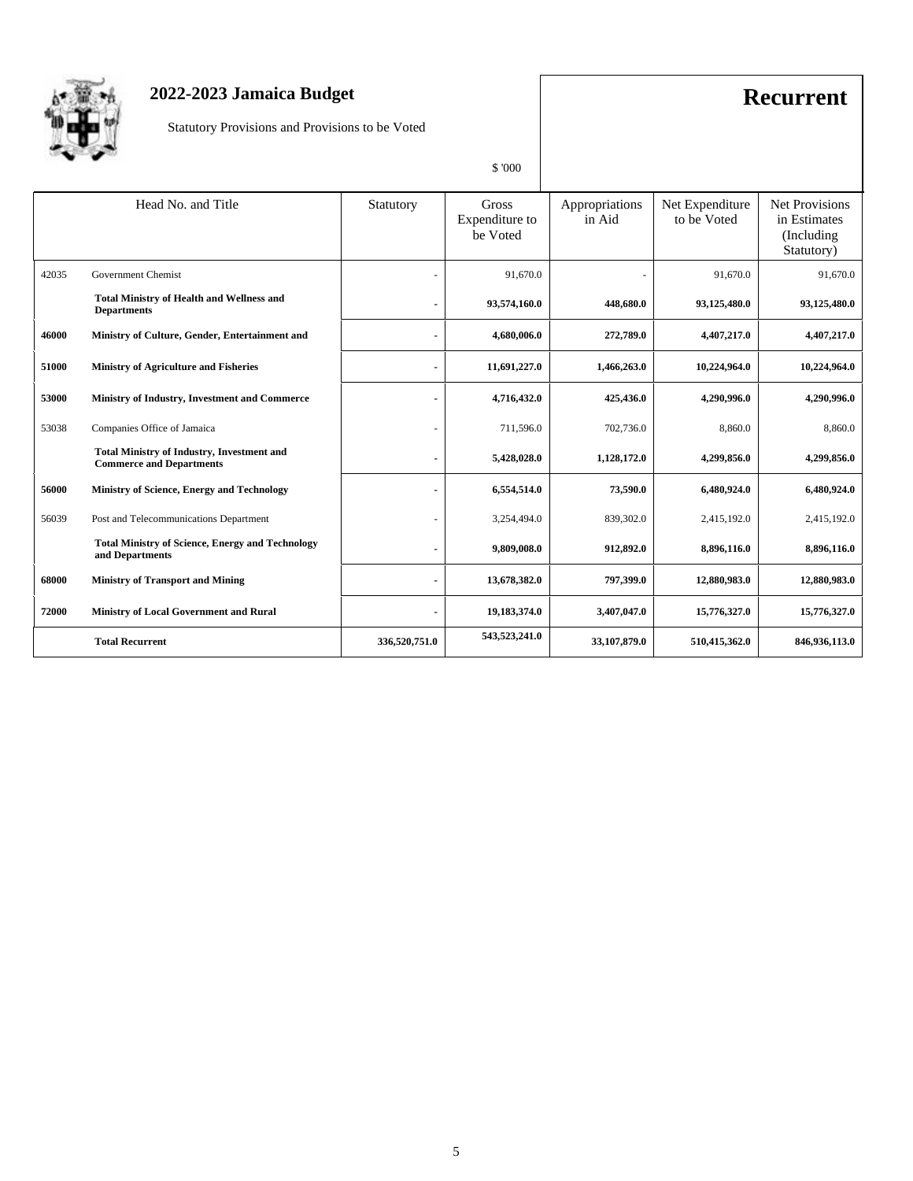# 2022-2023 Jamaica Budget

Statutory Provisions and Provisions to be Voted

## Recurrent

$ '000

| Head No. | and Title | Statutory | Gross Expenditure to be Voted | Appropriations in Aid | Net Expenditure to be Voted | Net Provisions in Estimates (Including Statutory) |
|---|---|---|---|---|---|---|
| 42035 | Government Chemist | - | 91,670.0 | - | 91,670.0 | 91,670.0 |
| | **Total Ministry of Health and Wellness and Departments** | **-** | **93,574,160.0** | **448,680.0** | **93,125,480.0** | **93,125,480.0** |
| **46000** | **Ministry of Culture, Gender, Entertainment and** | **-** | **4,680,006.0** | **272,789.0** | **4,407,217.0** | **4,407,217.0** |
| **51000** | **Ministry of Agriculture and Fisheries** | **-** | **11,691,227.0** | **1,466,263.0** | **10,224,964.0** | **10,224,964.0** |
| **53000** | **Ministry of Industry, Investment and Commerce** | **-** | **4,716,432.0** | **425,436.0** | **4,290,996.0** | **4,290,996.0** |
| 53038 | Companies Office of Jamaica | - | 711,596.0 | 702,736.0 | 8,860.0 | 8,860.0 |
| | **Total Ministry of Industry, Investment and Commerce and Departments** | **-** | **5,428,028.0** | **1,128,172.0** | **4,299,856.0** | **4,299,856.0** |
| **56000** | **Ministry of Science, Energy and Technology** | **-** | **6,554,514.0** | **73,590.0** | **6,480,924.0** | **6,480,924.0** |
| 56039 | Post and Telecommunications Department | - | 3,254,494.0 | 839,302.0 | 2,415,192.0 | 2,415,192.0 |
| | **Total Ministry of Science, Energy and Technology and Departments** | **-** | **9,809,008.0** | **912,892.0** | **8,896,116.0** | **8,896,116.0** |
| **68000** | **Ministry of Transport and Mining** | **-** | **13,678,382.0** | **797,399.0** | **12,880,983.0** | **12,880,983.0** |
| **72000** | **Ministry of Local Government and Rural** | **-** | **19,183,374.0** | **3,407,047.0** | **15,776,327.0** | **15,776,327.0** |
| | **Total Recurrent** | **336,520,751.0** | **543,523,241.0** | **33,107,879.0** | **510,415,362.0** | **846,936,113.0** |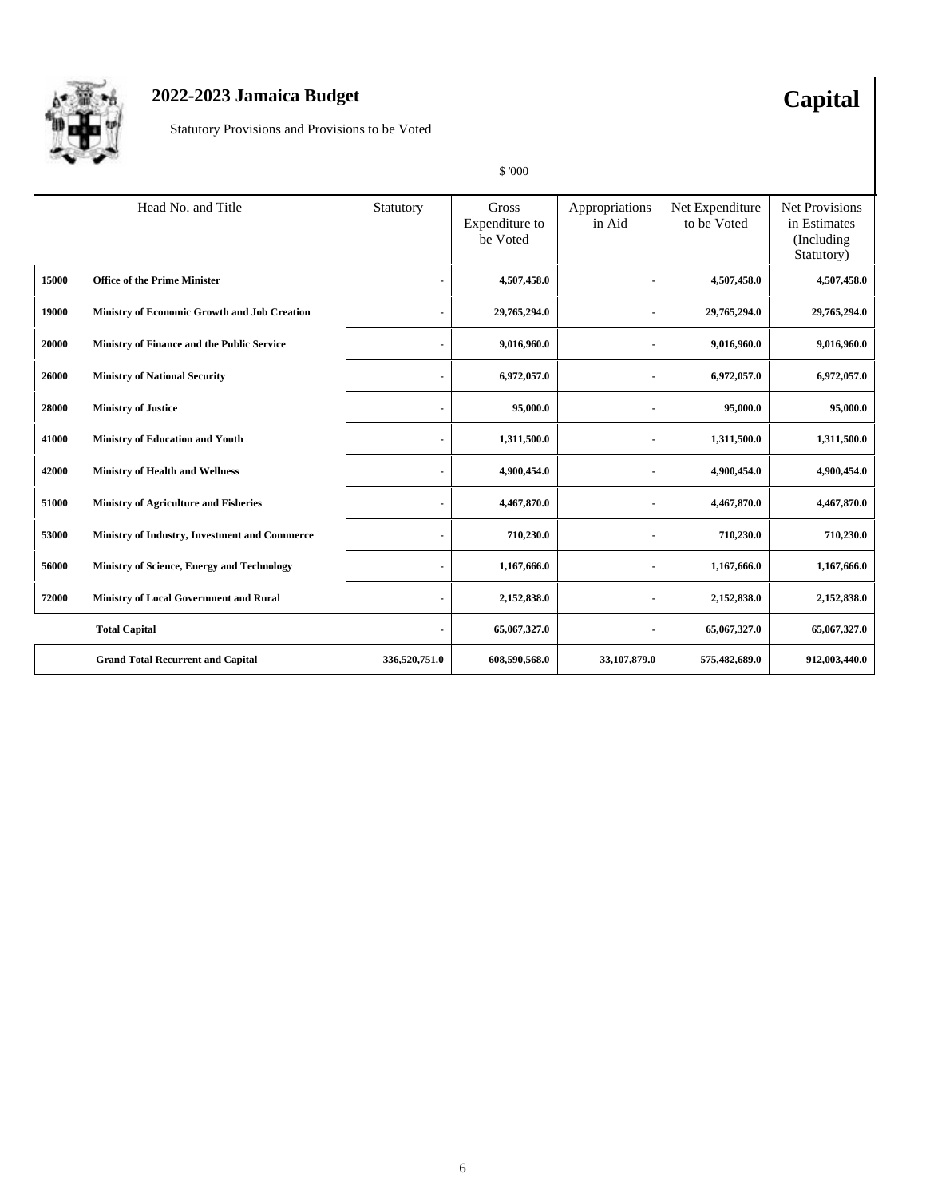# 2022-2023 Jamaica Budget

Statutory Provisions and Provisions to be Voted

**Capital**

$ '000

| Head No. | Title | Statutory | Gross Expenditure to be Voted | Appropriations in Aid | Net Expenditure to be Voted | Net Provisions in Estimates (Including Statutory) |
|---|---|---|---|---|---|---|
| **15000** | **Office of the Prime Minister** | - | **4,507,458.0** | - | **4,507,458.0** | **4,507,458.0** |
| **19000** | **Ministry of Economic Growth and Job Creation** | - | **29,765,294.0** | - | **29,765,294.0** | **29,765,294.0** |
| **20000** | **Ministry of Finance and the Public Service** | - | **9,016,960.0** | - | **9,016,960.0** | **9,016,960.0** |
| **26000** | **Ministry of National Security** | - | **6,972,057.0** | - | **6,972,057.0** | **6,972,057.0** |
| **28000** | **Ministry of Justice** | - | **95,000.0** | - | **95,000.0** | **95,000.0** |
| **41000** | **Ministry of Education and Youth** | - | **1,311,500.0** | - | **1,311,500.0** | **1,311,500.0** |
| **42000** | **Ministry of Health and Wellness** | - | **4,900,454.0** | - | **4,900,454.0** | **4,900,454.0** |
| **51000** | **Ministry of Agriculture and Fisheries** | - | **4,467,870.0** | - | **4,467,870.0** | **4,467,870.0** |
| **53000** | **Ministry of Industry, Investment and Commerce** | - | **710,230.0** | - | **710,230.0** | **710,230.0** |
| **56000** | **Ministry of Science, Energy and Technology** | - | **1,167,666.0** | - | **1,167,666.0** | **1,167,666.0** |
| **72000** | **Ministry of Local Government and Rural** | - | **2,152,838.0** | - | **2,152,838.0** | **2,152,838.0** |
| | **Total Capital** | - | **65,067,327.0** | - | **65,067,327.0** | **65,067,327.0** |
| | **Grand Total Recurrent and Capital** | **336,520,751.0** | **608,590,568.0** | **33,107,879.0** | **575,482,689.0** | **912,003,440.0** |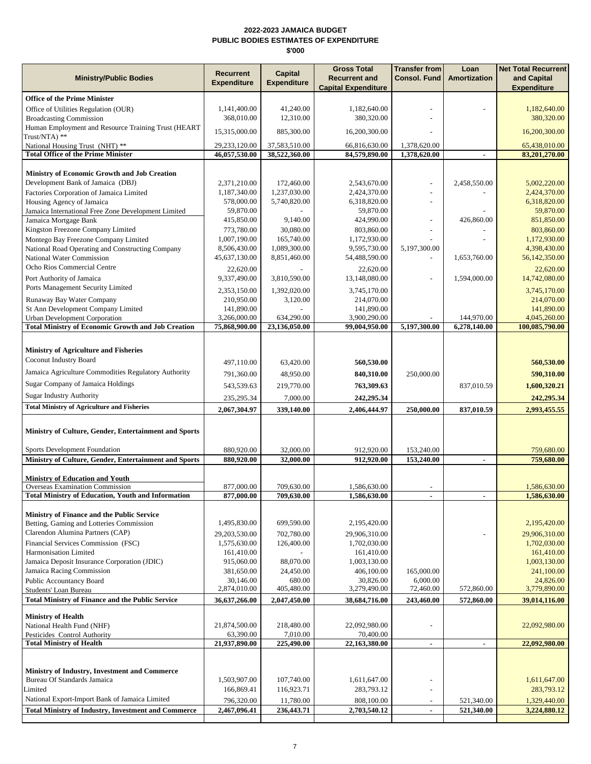# 2022-2023 JAMAICA BUDGET
## PUBLIC BODIES ESTIMATES OF EXPENDITURE
### $'000

| Ministry/Public Bodies | Recurrent Expenditure | Capital Expenditure | Gross Total Recurrent and Capital Expenditure | Transfer from Consol. Fund | Loan Amortization | Net Total Recurrent and Capital Expenditure |
|---|---|---|---|---|---|---|
| **Office of the Prime Minister** | | | | | | |
| Office of Utilities Regulation (OUR) | 1,141,400.00 | 41,240.00 | 1,182,640.00 | - | - | 1,182,640.00 |
| Broadcasting Commission | 368,010.00 | 12,310.00 | 380,320.00 | - | | 380,320.00 |
| Human Employment and Resource Training Trust (HEART Trust/NTA) ** | 15,315,000.00 | 885,300.00 | 16,200,300.00 | - | | 16,200,300.00 |
| National Housing Trust (NHT) ** | 29,233,120.00 | 37,583,510.00 | 66,816,630.00 | 1,378,620.00 | | 65,438,010.00 |
| **Total Office of the Prime Minister** | **46,057,530.00** | **38,522,360.00** | **84,579,890.00** | **1,378,620.00** | **-** | **83,201,270.00** |
| **Ministry of Economic Growth and Job Creation** | | | | | | |
| Development Bank of Jamaica (DBJ) | 2,371,210.00 | 172,460.00 | 2,543,670.00 | - | 2,458,550.00 | 5,002,220.00 |
| Factories Corporation of Jamaica Limited | 1,187,340.00 | 1,237,030.00 | 2,424,370.00 | - | - | 2,424,370.00 |
| Housing Agency of Jamaica | 578,000.00 | 5,740,820.00 | 6,318,820.00 | - | | 6,318,820.00 |
| Jamaica International Free Zone Development Limited | 59,870.00 | - | 59,870.00 | | - | 59,870.00 |
| Jamaica Mortgage Bank | 415,850.00 | 9,140.00 | 424,990.00 | - | 426,860.00 | 851,850.00 |
| Kingston Freezone Company Limited | 773,780.00 | 30,080.00 | 803,860.00 | - | - | 803,860.00 |
| Montego Bay Freezone Company Limited | 1,007,190.00 | 165,740.00 | 1,172,930.00 | - | - | 1,172,930.00 |
| National Road Operating and Constructing Company | 8,506,430.00 | 1,089,300.00 | 9,595,730.00 | 5,197,300.00 | | 4,398,430.00 |
| National Water Commission | 45,637,130.00 | 8,851,460.00 | 54,488,590.00 | - | 1,653,760.00 | 56,142,350.00 |
| Ocho Rios Commercial Centre | 22,620.00 | - | 22,620.00 | | | 22,620.00 |
| Port Authority of Jamaica | 9,337,490.00 | 3,810,590.00 | 13,148,080.00 | - | 1,594,000.00 | 14,742,080.00 |
| Ports Management Security Limited | 2,353,150.00 | 1,392,020.00 | 3,745,170.00 | | | 3,745,170.00 |
| Runaway Bay Water Company | 210,950.00 | 3,120.00 | 214,070.00 | | | 214,070.00 |
| St Ann Development Company Limited | 141,890.00 | - | 141,890.00 | | | 141,890.00 |
| Urban Development Corporation | 3,266,000.00 | 634,290.00 | 3,900,290.00 | - | 144,970.00 | 4,045,260.00 |
| **Total Ministry of Economic Growth and Job Creation** | **75,868,900.00** | **23,136,050.00** | **99,004,950.00** | **5,197,300.00** | **6,278,140.00** | **100,085,790.00** |
| **Ministry of Agriculture and Fisheries** | | | | | | |
| Coconut Industry Board | 497,110.00 | 63,420.00 | **560,530.00** | | | **560,530.00** |
| Jamaica Agriculture Commodities Regulatory Authority | 791,360.00 | 48,950.00 | **840,310.00** | 250,000.00 | | **590,310.00** |
| Sugar Company of Jamaica Holdings | 543,539.63 | 219,770.00 | **763,309.63** | | 837,010.59 | **1,600,320.21** |
| Sugar Industry Authority | 235,295.34 | 7,000.00 | **242,295.34** | | | **242,295.34** |
| **Total Ministry of Agriculture and Fisheries** | **2,067,304.97** | **339,140.00** | **2,406,444.97** | **250,000.00** | **837,010.59** | **2,993,455.55** |
| **Ministry of Culture, Gender, Entertainment and Sports** | | | | | | |
| Sports Development Foundation | 880,920.00 | 32,000.00 | 912,920.00 | 153,240.00 | | 759,680.00 |
| **Ministry of Culture, Gender, Entertainment and Sports** | **880,920.00** | **32,000.00** | **912,920.00** | **153,240.00** | **-** | **759,680.00** |
| **Ministry of Education and Youth** | | | | | | |
| Overseas Examination Commission | 877,000.00 | 709,630.00 | 1,586,630.00 | - | | 1,586,630.00 |
| **Total Ministry of Education, Youth and Information** | **877,000.00** | **709,630.00** | **1,586,630.00** | **-** | **-** | **1,586,630.00** |
| **Ministry of Finance and the Public Service** | | | | | | |
| Betting, Gaming and Lotteries Commission | 1,495,830.00 | 699,590.00 | 2,195,420.00 | | | 2,195,420.00 |
| Clarendon Alumina Partners (CAP) | 29,203,530.00 | 702,780.00 | 29,906,310.00 | | - | 29,906,310.00 |
| Financial Services Commission (FSC) | 1,575,630.00 | 126,400.00 | 1,702,030.00 | | | 1,702,030.00 |
| Harmonisation Limited | 161,410.00 | - | 161,410.00 | | | 161,410.00 |
| Jamaica Deposit Insurance Corporation (JDIC) | 915,060.00 | 88,070.00 | 1,003,130.00 | | | 1,003,130.00 |
| Jamaica Racing Commission | 381,650.00 | 24,450.00 | 406,100.00 | 165,000.00 | | 241,100.00 |
| Public Accountancy Board | 30,146.00 | 680.00 | 30,826.00 | 6,000.00 | | 24,826.00 |
| Students' Loan Bureau | 2,874,010.00 | 405,480.00 | 3,279,490.00 | 72,460.00 | 572,860.00 | 3,779,890.00 |
| **Total Ministry of Finance and the Public Service** | **36,637,266.00** | **2,047,450.00** | **38,684,716.00** | **243,460.00** | **572,860.00** | **39,014,116.00** |
| **Ministry of Health** | | | | | | |
| National Health Fund (NHF) | 21,874,500.00 | 218,480.00 | 22,092,980.00 | - | | 22,092,980.00 |
| Pesticides Control Authority | 63,390.00 | 7,010.00 | 70,400.00 | | | |
| **Total Ministry of Health** | **21,937,890.00** | **225,490.00** | **22,163,380.00** | **-** | **-** | **22,092,980.00** |
| **Ministry of Industry, Investment and Commerce** | | | | | | |
| Bureau Of Standards Jamaica | 1,503,907.00 | 107,740.00 | 1,611,647.00 | - | | 1,611,647.00 |
| Limited | 166,869.41 | 116,923.71 | 283,793.12 | - | | 283,793.12 |
| National Export-Import Bank of Jamaica Limited | 796,320.00 | 11,780.00 | 808,100.00 | - | 521,340.00 | 1,329,440.00 |
| **Total Ministry of Industry, Investment and Commerce** | **2,467,096.41** | **236,443.71** | **2,703,540.12** | **-** | **521,340.00** | **3,224,880.12** |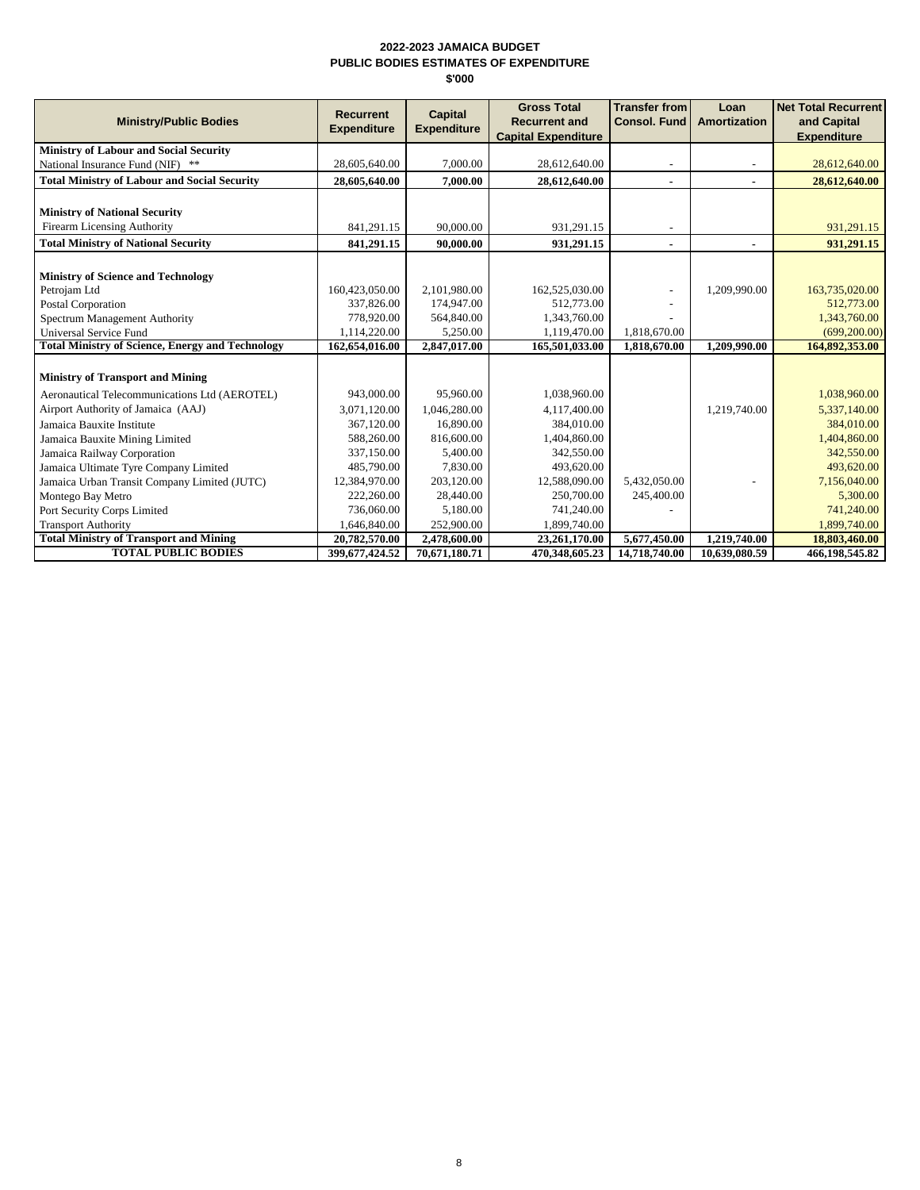**2022-2023 JAMAICA BUDGET**
**PUBLIC BODIES ESTIMATES OF EXPENDITURE**
**$'000**

| Ministry/Public Bodies | Recurrent Expenditure | Capital Expenditure | Gross Total Recurrent and Capital Expenditure | Transfer from Consol. Fund | Loan Amortization | Net Total Recurrent and Capital Expenditure |
|---|---|---|---|---|---|---|
| **Ministry of Labour and Social Security** | | | | | | |
| National Insurance Fund (NIF) ** | 28,605,640.00 | 7,000.00 | 28,612,640.00 | - | - | 28,612,640.00 |
| **Total Ministry of Labour and Social Security** | **28,605,640.00** | **7,000.00** | **28,612,640.00** | **-** | **-** | **28,612,640.00** |
| **Ministry of National Security** | | | | | | |
| Firearm Licensing Authority | 841,291.15 | 90,000.00 | 931,291.15 | - | | 931,291.15 |
| **Total Ministry of National Security** | **841,291.15** | **90,000.00** | **931,291.15** | **-** | **-** | **931,291.15** |
| **Ministry of Science and Technology** | | | | | | |
| Petrojam Ltd | 160,423,050.00 | 2,101,980.00 | 162,525,030.00 | - | 1,209,990.00 | 163,735,020.00 |
| Postal Corporation | 337,826.00 | 174,947.00 | 512,773.00 | - | | 512,773.00 |
| Spectrum Management Authority | 778,920.00 | 564,840.00 | 1,343,760.00 | - | | 1,343,760.00 |
| Universal Service Fund | 1,114,220.00 | 5,250.00 | 1,119,470.00 | 1,818,670.00 | | (699,200.00) |
| **Total Ministry of Science, Energy and Technology** | **162,654,016.00** | **2,847,017.00** | **165,501,033.00** | **1,818,670.00** | **1,209,990.00** | **164,892,353.00** |
| **Ministry of Transport and Mining** | | | | | | |
| Aeronautical Telecommunications Ltd (AEROTEL) | 943,000.00 | 95,960.00 | 1,038,960.00 | | | 1,038,960.00 |
| Airport Authority of Jamaica (AAJ) | 3,071,120.00 | 1,046,280.00 | 4,117,400.00 | | 1,219,740.00 | 5,337,140.00 |
| Jamaica Bauxite Institute | 367,120.00 | 16,890.00 | 384,010.00 | | | 384,010.00 |
| Jamaica Bauxite Mining Limited | 588,260.00 | 816,600.00 | 1,404,860.00 | | | 1,404,860.00 |
| Jamaica Railway Corporation | 337,150.00 | 5,400.00 | 342,550.00 | | | 342,550.00 |
| Jamaica Ultimate Tyre Company Limited | 485,790.00 | 7,830.00 | 493,620.00 | | | 493,620.00 |
| Jamaica Urban Transit Company Limited (JUTC) | 12,384,970.00 | 203,120.00 | 12,588,090.00 | 5,432,050.00 | - | 7,156,040.00 |
| Montego Bay Metro | 222,260.00 | 28,440.00 | 250,700.00 | 245,400.00 | | 5,300.00 |
| Port Security Corps Limited | 736,060.00 | 5,180.00 | 741,240.00 | - | | 741,240.00 |
| Transport Authority | 1,646,840.00 | 252,900.00 | 1,899,740.00 | | | 1,899,740.00 |
| **Total Ministry of Transport and Mining** | **20,782,570.00** | **2,478,600.00** | **23,261,170.00** | **5,677,450.00** | **1,219,740.00** | **18,803,460.00** |
| **TOTAL PUBLIC BODIES** | **399,677,424.52** | **70,671,180.71** | **470,348,605.23** | **14,718,740.00** | **10,639,080.59** | **466,198,545.82** |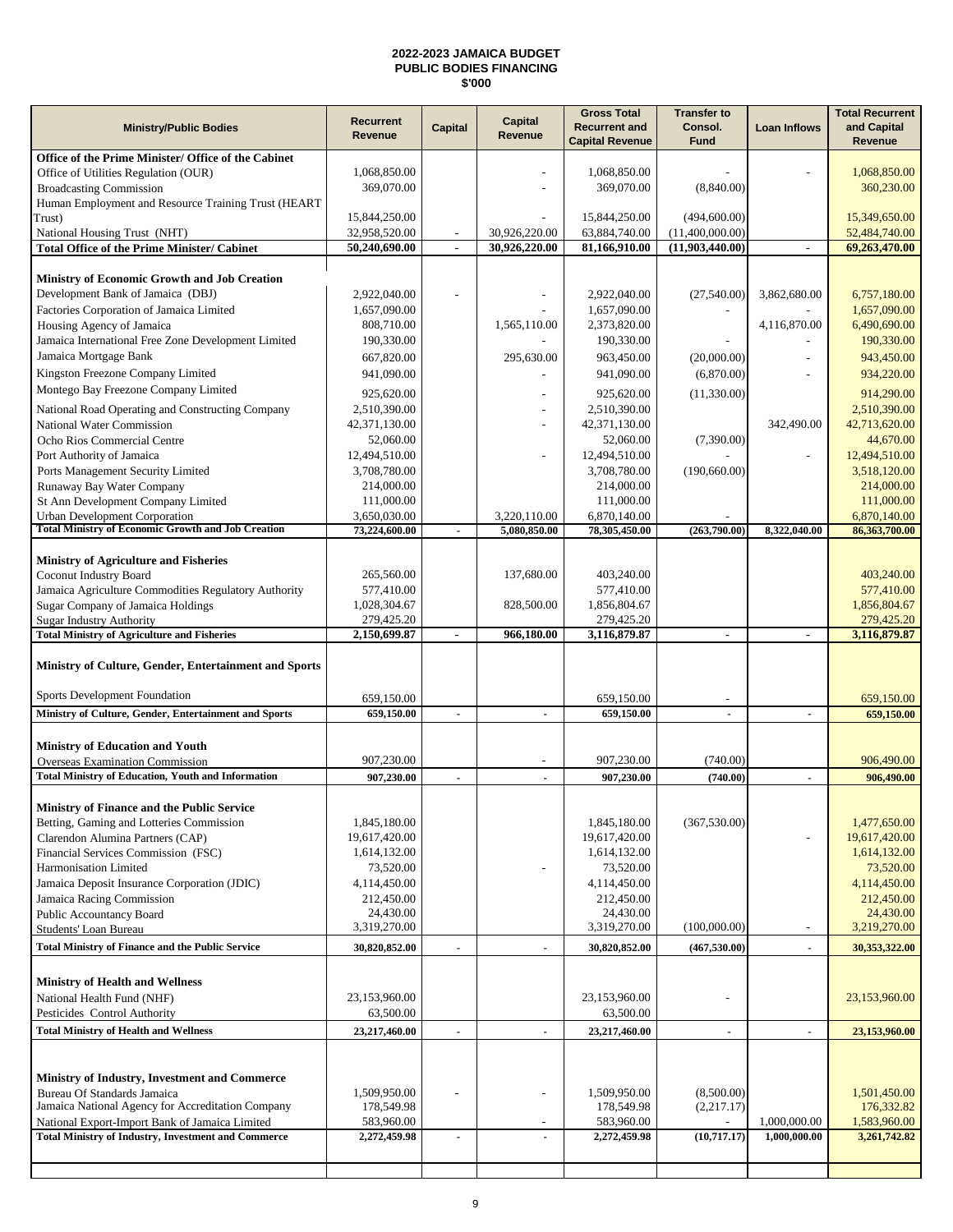# 2022-2023 JAMAICA BUDGET
## PUBLIC BODIES FINANCING
## $'000

| Ministry/Public Bodies | Recurrent Revenue | Capital | Capital Revenue | Gross Total Recurrent and Capital Revenue | Transfer to Consol. Fund | Loan Inflows | Total Recurrent and Capital Revenue |
|---|---|---|---|---|---|---|---|
| **Office of the Prime Minister/ Office of the Cabinet** | | | | | | | |
| Office of Utilities Regulation (OUR) | 1,068,850.00 | | - | 1,068,850.00 | - | - | 1,068,850.00 |
| Broadcasting Commission | 369,070.00 | | - | 369,070.00 | (8,840.00) | | 360,230.00 |
| Human Employment and Resource Training Trust (HEART Trust) | 15,844,250.00 | | - | 15,844,250.00 | (494,600.00) | | 15,349,650.00 |
| National Housing Trust (NHT) | 32,958,520.00 | - | 30,926,220.00 | 63,884,740.00 | (11,400,000.00) | | 52,484,740.00 |
| **Total Office of the Prime Minister/ Cabinet** | **50,240,690.00** | **-** | **30,926,220.00** | **81,166,910.00** | **(11,903,440.00)** | **-** | **69,263,470.00** |
| | | | | | | | |
| **Ministry of Economic Growth and Job Creation** | | | | | | | |
| Development Bank of Jamaica (DBJ) | 2,922,040.00 | - | - | 2,922,040.00 | (27,540.00) | 3,862,680.00 | 6,757,180.00 |
| Factories Corporation of Jamaica Limited | 1,657,090.00 | | - | 1,657,090.00 | - | - | 1,657,090.00 |
| Housing Agency of Jamaica | 808,710.00 | | 1,565,110.00 | 2,373,820.00 | | 4,116,870.00 | 6,490,690.00 |
| Jamaica International Free Zone Development Limited | 190,330.00 | | - | 190,330.00 | - | - | 190,330.00 |
| Jamaica Mortgage Bank | 667,820.00 | | 295,630.00 | 963,450.00 | (20,000.00) | - | 943,450.00 |
| Kingston Freezone Company Limited | 941,090.00 | | - | 941,090.00 | (6,870.00) | - | 934,220.00 |
| Montego Bay Freezone Company Limited | 925,620.00 | | - | 925,620.00 | (11,330.00) | | 914,290.00 |
| National Road Operating and Constructing Company | 2,510,390.00 | | - | 2,510,390.00 | | | 2,510,390.00 |
| National Water Commission | 42,371,130.00 | | - | 42,371,130.00 | | 342,490.00 | 42,713,620.00 |
| Ocho Rios Commercial Centre | 52,060.00 | | | 52,060.00 | (7,390.00) | | 44,670.00 |
| Port Authority of Jamaica | 12,494,510.00 | | - | 12,494,510.00 | - | - | 12,494,510.00 |
| Ports Management Security Limited | 3,708,780.00 | | | 3,708,780.00 | (190,660.00) | | 3,518,120.00 |
| Runaway Bay Water Company | 214,000.00 | | | 214,000.00 | | | 214,000.00 |
| St Ann Development Company Limited | 111,000.00 | | | 111,000.00 | | | 111,000.00 |
| Urban Development Corporation | 3,650,030.00 | | 3,220,110.00 | 6,870,140.00 | - | | 6,870,140.00 |
| **Total Ministry of Economic Growth and Job Creation** | **73,224,600.00** | **-** | **5,080,850.00** | **78,305,450.00** | **(263,790.00)** | **8,322,040.00** | **86,363,700.00** |
| | | | | | | | |
| **Ministry of Agriculture and Fisheries** | | | | | | | |
| Coconut Industry Board | 265,560.00 | | 137,680.00 | 403,240.00 | | | 403,240.00 |
| Jamaica Agriculture Commodities Regulatory Authority | 577,410.00 | | | 577,410.00 | | | 577,410.00 |
| Sugar Company of Jamaica Holdings | 1,028,304.67 | | 828,500.00 | 1,856,804.67 | | | 1,856,804.67 |
| Sugar Industry Authority | 279,425.20 | | | 279,425.20 | | | 279,425.20 |
| **Total Ministry of Agriculture and Fisheries** | **2,150,699.87** | **-** | **966,180.00** | **3,116,879.87** | **-** | **-** | **3,116,879.87** |
| | | | | | | | |
| **Ministry of Culture, Gender, Entertainment and Sports** | | | | | | | |
| Sports Development Foundation | 659,150.00 | | | 659,150.00 | - | | 659,150.00 |
| **Ministry of Culture, Gender, Entertainment and Sports** | **659,150.00** | **-** | **-** | **659,150.00** | **-** | **-** | **659,150.00** |
| | | | | | | | |
| **Ministry of Education and Youth** | | | | | | | |
| Overseas Examination Commission | 907,230.00 | | - | 907,230.00 | (740.00) | | 906,490.00 |
| **Total Ministry of Education, Youth and Information** | **907,230.00** | **-** | **-** | **907,230.00** | **(740.00)** | **-** | **906,490.00** |
| | | | | | | | |
| **Ministry of Finance and the Public Service** | | | | | | | |
| Betting, Gaming and Lotteries Commission | 1,845,180.00 | | | 1,845,180.00 | (367,530.00) | | 1,477,650.00 |
| Clarendon Alumina Partners (CAP) | 19,617,420.00 | | | 19,617,420.00 | | - | 19,617,420.00 |
| Financial Services Commission (FSC) | 1,614,132.00 | | | 1,614,132.00 | | | 1,614,132.00 |
| Harmonisation Limited | 73,520.00 | | - | 73,520.00 | | | 73,520.00 |
| Jamaica Deposit Insurance Corporation (JDIC) | 4,114,450.00 | | | 4,114,450.00 | | | 4,114,450.00 |
| Jamaica Racing Commission | 212,450.00 | | | 212,450.00 | | | 212,450.00 |
| Public Accountancy Board | 24,430.00 | | | 24,430.00 | | | 24,430.00 |
| Students' Loan Bureau | 3,319,270.00 | | | 3,319,270.00 | (100,000.00) | - | 3,219,270.00 |
| **Total Ministry of Finance and the Public Service** | **30,820,852.00** | **-** | **-** | **30,820,852.00** | **(467,530.00)** | **-** | **30,353,322.00** |
| | | | | | | | |
| **Ministry of Health and Wellness** | | | | | | | |
| National Health Fund (NHF) | 23,153,960.00 | | | 23,153,960.00 | - | | 23,153,960.00 |
| Pesticides Control Authority | 63,500.00 | | | 63,500.00 | | | |
| **Total Ministry of Health and Wellness** | **23,217,460.00** | **-** | **-** | **23,217,460.00** | **-** | **-** | **23,153,960.00** |
| | | | | | | | |
| **Ministry of Industry, Investment and Commerce** | | | | | | | |
| Bureau Of Standards Jamaica | 1,509,950.00 | - | - | 1,509,950.00 | (8,500.00) | | 1,501,450.00 |
| Jamaica National Agency for Accreditation Company | 178,549.98 | | | 178,549.98 | (2,217.17) | | 176,332.82 |
| National Export-Import Bank of Jamaica Limited | 583,960.00 | | - | 583,960.00 | - | 1,000,000.00 | 1,583,960.00 |
| **Total Ministry of Industry, Investment and Commerce** | **2,272,459.98** | **-** | **-** | **2,272,459.98** | **(10,717.17)** | **1,000,000.00** | **3,261,742.82** |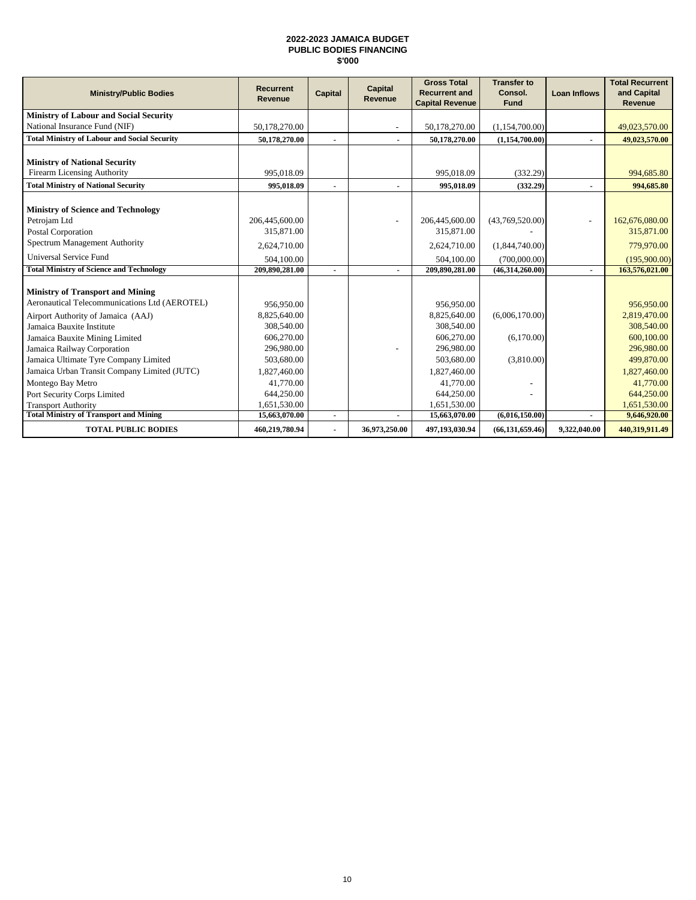**2022-2023 JAMAICA BUDGET**
**PUBLIC BODIES FINANCING**
**$'000**

| Ministry/Public Bodies | Recurrent Revenue | Capital | Capital Revenue | Gross Total Recurrent and Capital Revenue | Transfer to Consol. Fund | Loan Inflows | Total Recurrent and Capital Revenue |
|---|---|---|---|---|---|---|---|
| **Ministry of Labour and Social Security** | | | | | | | |
| National Insurance Fund (NIF) | 50,178,270.00 | | - | 50,178,270.00 | (1,154,700.00) | | 49,023,570.00 |
| **Total Ministry of Labour and Social Security** | **50,178,270.00** | **-** | **-** | **50,178,270.00** | **(1,154,700.00)** | **-** | **49,023,570.00** |
| **Ministry of National Security** | | | | | | | |
| Firearm Licensing Authority | 995,018.09 | | | 995,018.09 | (332.29) | | 994,685.80 |
| **Total Ministry of National Security** | **995,018.09** | **-** | **-** | **995,018.09** | **(332.29)** | **-** | **994,685.80** |
| **Ministry of Science and Technology** | | | | | | | |
| Petrojam Ltd | 206,445,600.00 | | - | 206,445,600.00 | (43,769,520.00) | - | 162,676,080.00 |
| Postal Corporation | 315,871.00 | | | 315,871.00 | - | | 315,871.00 |
| Spectrum Management Authority | 2,624,710.00 | | | 2,624,710.00 | (1,844,740.00) | | 779,970.00 |
| Universal Service Fund | 504,100.00 | | | 504,100.00 | (700,000.00) | | (195,900.00) |
| **Total Ministry of Science and Technology** | **209,890,281.00** | **-** | **-** | **209,890,281.00** | **(46,314,260.00)** | **-** | **163,576,021.00** |
| **Ministry of Transport and Mining** | | | | | | | |
| Aeronautical Telecommunications Ltd (AEROTEL) | 956,950.00 | | | 956,950.00 | | | 956,950.00 |
| Airport Authority of Jamaica (AAJ) | 8,825,640.00 | | | 8,825,640.00 | (6,006,170.00) | | 2,819,470.00 |
| Jamaica Bauxite Institute | 308,540.00 | | | 308,540.00 | | | 308,540.00 |
| Jamaica Bauxite Mining Limited | 606,270.00 | | | 606,270.00 | (6,170.00) | | 600,100.00 |
| Jamaica Railway Corporation | 296,980.00 | | - | 296,980.00 | | | 296,980.00 |
| Jamaica Ultimate Tyre Company Limited | 503,680.00 | | | 503,680.00 | (3,810.00) | | 499,870.00 |
| Jamaica Urban Transit Company Limited (JUTC) | 1,827,460.00 | | | 1,827,460.00 | | | 1,827,460.00 |
| Montego Bay Metro | 41,770.00 | | | 41,770.00 | - | | 41,770.00 |
| Port Security Corps Limited | 644,250.00 | | | 644,250.00 | - | | 644,250.00 |
| Transport Authority | 1,651,530.00 | | | 1,651,530.00 | | | 1,651,530.00 |
| **Total Ministry of Transport and Mining** | **15,663,070.00** | **-** | **-** | **15,663,070.00** | **(6,016,150.00)** | **-** | **9,646,920.00** |
| **TOTAL PUBLIC BODIES** | **460,219,780.94** | **-** | **36,973,250.00** | **497,193,030.94** | **(66,131,659.46)** | **9,322,040.00** | **440,319,911.49** |